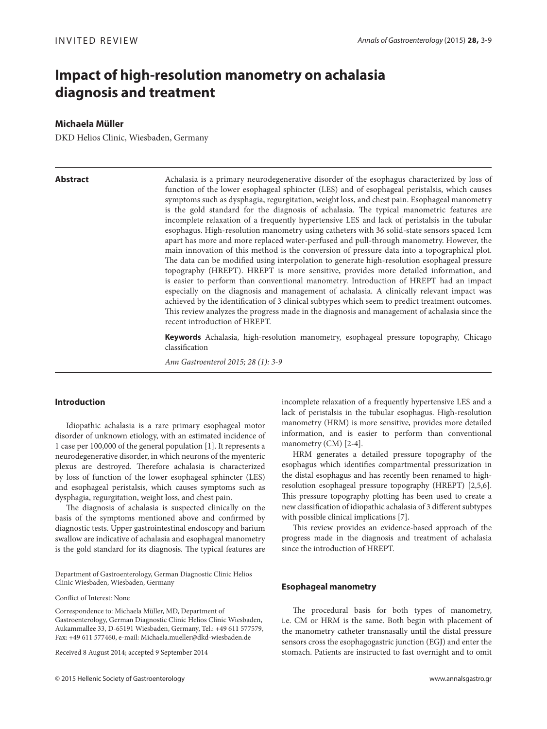INVITED REVIEW

# Impact of high-resolution manometry on achalasia diagnosis and treatment

**Michaela Müller**

DKD Helios Clinic, Wiesbaden, Germany

**Abstract**

Achalasia is a primary neurodegenerative disorder of the esophagus characterized by loss of function of the lower esophageal sphincter (LES) and of esophageal peristalsis, which causes symptoms such as dysphagia, regurgitation, weight loss, and chest pain. Esophageal manometry is the gold standard for the diagnosis of achalasia. The typical manometric features are incomplete relaxation of a frequently hypertensive LES and lack of peristalsis in the tubular esophagus. High-resolution manometry using catheters with 36 solid-state sensors spaced 1cm apart has more and more replaced water-perfused and pull-through manometry. However, the main innovation of this method is the conversion of pressure data into a topographical plot. The data can be modified using interpolation to generate high-resolution esophageal pressure topography (HREPT). HREPT is more sensitive, provides more detailed information, and is easier to perform than conventional manometry. Introduction of HREPT had an impact especially on the diagnosis and management of achalasia. A clinically relevant impact was achieved by the identification of 3 clinical subtypes which seem to predict treatment outcomes. This review analyzes the progress made in the diagnosis and management of achalasia since the recent introduction of HREPT.

**Keywords** Achalasia, high-resolution manometry, esophageal pressure topography, Chicago classification

*Ann Gastroenterol 2015; 28 (1): 3-9*

## Introduction

Idiopathic achalasia is a rare primary esophageal motor disorder of unknown etiology, with an estimated incidence of 1 case per 100,000 of the general population [1]. It represents a neurodegenerative disorder, in which neurons of the myenteric plexus are destroyed. Therefore achalasia is characterized by loss of function of the lower esophageal sphincter (LES) and esophageal peristalsis, which causes symptoms such as dysphagia, regurgitation, weight loss, and chest pain.

The diagnosis of achalasia is suspected clinically on the basis of the symptoms mentioned above and confirmed by diagnostic tests. Upper gastrointestinal endoscopy and barium swallow are indicative of achalasia and esophageal manometry is the gold standard for its diagnosis. The typical features are incomplete relaxation of a frequently hypertensive LES and a lack of peristalsis in the tubular esophagus. High-resolution manometry (HRM) is more sensitive, provides more detailed information, and is easier to perform than conventional manometry (CM) [2-4].

HRM generates a detailed pressure topography of the esophagus which identifies compartmental pressurization in the distal esophagus and has recently been renamed to high-resolution esophageal pressure topography (HREPT) [2,5,6]. This pressure topography plotting has been used to create a new classification of idiopathic achalasia of 3 different subtypes with possible clinical implications [7].

This review provides an evidence-based approach of the progress made in the diagnosis and treatment of achalasia since the introduction of HREPT.

Department of Gastroenterology, German Diagnostic Clinic Helios Clinic Wiesbaden, Wiesbaden, Germany

Conflict of Interest: None

Correspondence to: Michaela Müller, MD, Department of Gastroenterology, German Diagnostic Clinic Helios Clinic Wiesbaden, Aukammallee 33, D-65191 Wiesbaden, Germany, Tel.: +49 611 577579, Fax: +49 611 577460, e-mail: Michaela.mueller@dkd-wiesbaden.de

Received 8 August 2014; accepted 9 September 2014

## Esophageal manometry

The procedural basis for both types of manometry, i.e. CM or HRM is the same. Both begin with placement of the manometry catheter transnasally until the distal pressure sensors cross the esophagogastric junction (EGJ) and enter the stomach. Patients are instructed to fast overnight and to omit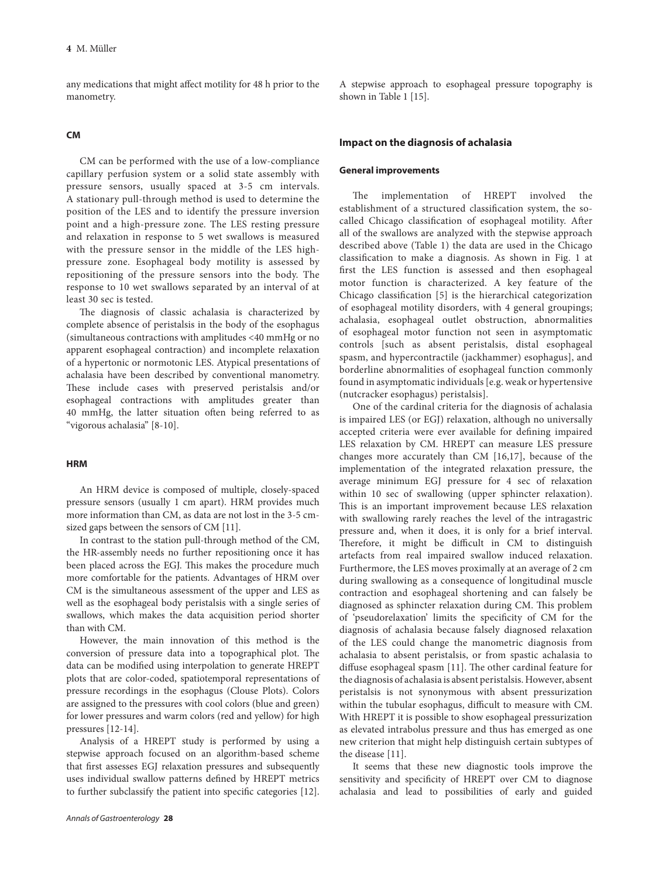any medications that might affect motility for 48 h prior to the manometry.

### CM

CM can be performed with the use of a low-compliance capillary perfusion system or a solid state assembly with pressure sensors, usually spaced at 3-5 cm intervals. A stationary pull-through method is used to determine the position of the LES and to identify the pressure inversion point and a high-pressure zone. The LES resting pressure and relaxation in response to 5 wet swallows is measured with the pressure sensor in the middle of the LES high-pressure zone. Esophageal body motility is assessed by repositioning of the pressure sensors into the body. The response to 10 wet swallows separated by an interval of at least 30 sec is tested.

The diagnosis of classic achalasia is characterized by complete absence of peristalsis in the body of the esophagus (simultaneous contractions with amplitudes <40 mmHg or no apparent esophageal contraction) and incomplete relaxation of a hypertonic or normotonic LES. Atypical presentations of achalasia have been described by conventional manometry. These include cases with preserved peristalsis and/or esophageal contractions with amplitudes greater than 40 mmHg, the latter situation often being referred to as "vigorous achalasia" [8-10].

### HRM

An HRM device is composed of multiple, closely-spaced pressure sensors (usually 1 cm apart). HRM provides much more information than CM, as data are not lost in the 3-5 cm-sized gaps between the sensors of CM [11].

In contrast to the station pull-through method of the CM, the HR-assembly needs no further repositioning once it has been placed across the EGJ. This makes the procedure much more comfortable for the patients. Advantages of HRM over CM is the simultaneous assessment of the upper and LES as well as the esophageal body peristalsis with a single series of swallows, which makes the data acquisition period shorter than with CM.

However, the main innovation of this method is the conversion of pressure data into a topographical plot. The data can be modified using interpolation to generate HREPT plots that are color-coded, spatiotemporal representations of pressure recordings in the esophagus (Clouse Plots). Colors are assigned to the pressures with cool colors (blue and green) for lower pressures and warm colors (red and yellow) for high pressures [12-14].

Analysis of a HREPT study is performed by using a stepwise approach focused on an algorithm-based scheme that first assesses EGJ relaxation pressures and subsequently uses individual swallow patterns defined by HREPT metrics to further subclassify the patient into specific categories [12]. A stepwise approach to esophageal pressure topography is shown in Table 1 [15].

## Impact on the diagnosis of achalasia

### General improvements

The implementation of HREPT involved the establishment of a structured classification system, the so-called Chicago classification of esophageal motility. After all of the swallows are analyzed with the stepwise approach described above (Table 1) the data are used in the Chicago classification to make a diagnosis. As shown in Fig. 1 at first the LES function is assessed and then esophageal motor function is characterized. A key feature of the Chicago classification [5] is the hierarchical categorization of esophageal motility disorders, with 4 general groupings; achalasia, esophageal outlet obstruction, abnormalities of esophageal motor function not seen in asymptomatic controls [such as absent peristalsis, distal esophageal spasm, and hypercontractile (jackhammer) esophagus], and borderline abnormalities of esophageal function commonly found in asymptomatic individuals [e.g. weak or hypertensive (nutcracker esophagus) peristalsis].

One of the cardinal criteria for the diagnosis of achalasia is impaired LES (or EGJ) relaxation, although no universally accepted criteria were ever available for defining impaired LES relaxation by CM. HREPT can measure LES pressure changes more accurately than CM [16,17], because of the implementation of the integrated relaxation pressure, the average minimum EGJ pressure for 4 sec of relaxation within 10 sec of swallowing (upper sphincter relaxation). This is an important improvement because LES relaxation with swallowing rarely reaches the level of the intragastric pressure and, when it does, it is only for a brief interval. Therefore, it might be difficult in CM to distinguish artefacts from real impaired swallow induced relaxation. Furthermore, the LES moves proximally at an average of 2 cm during swallowing as a consequence of longitudinal muscle contraction and esophageal shortening and can falsely be diagnosed as sphincter relaxation during CM. This problem of 'pseudorelaxation' limits the specificity of CM for the diagnosis of achalasia because falsely diagnosed relaxation of the LES could change the manometric diagnosis from achalasia to absent peristalsis, or from spastic achalasia to diffuse esophageal spasm [11]. The other cardinal feature for the diagnosis of achalasia is absent peristalsis. However, absent peristalsis is not synonymous with absent pressurization within the tubular esophagus, difficult to measure with CM. With HREPT it is possible to show esophageal pressurization as elevated intrabolus pressure and thus has emerged as one new criterion that might help distinguish certain subtypes of the disease [11].

It seems that these new diagnostic tools improve the sensitivity and specificity of HREPT over CM to diagnose achalasia and lead to possibilities of early and guided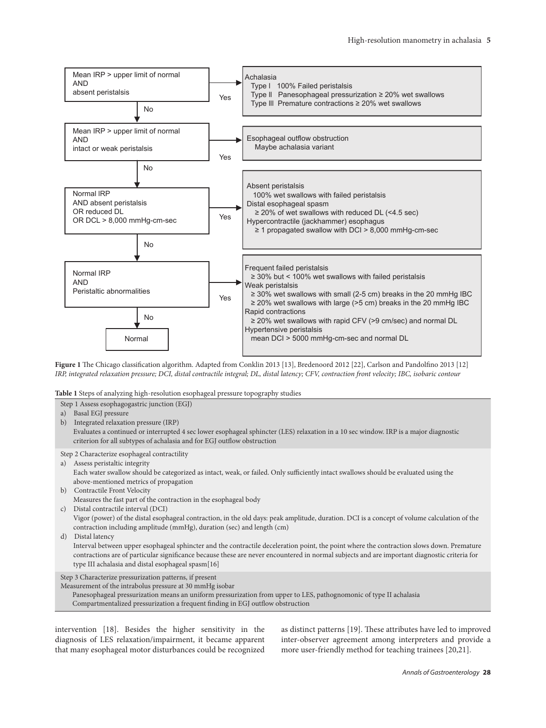Mean IRP > upper limit of normal AND absent peristalsis → **Yes** → Achalasia
- Type I 100% Failed peristalsis
- Type II Panesophageal pressurization ≥ 20% wet swallows
- Type III Premature contractions ≥ 20% wet swallows

↓ **No**

Mean IRP > upper limit of normal AND intact or weak peristalsis → **Yes** → Esophageal outflow obstruction
- Maybe achalasia variant

↓ **No**

Normal IRP AND absent peristalsis OR reduced DL OR DCL > 8,000 mmHg-cm-sec → **Yes** →
- Absent peristalsis
  - 100% wet swallows with failed peristalsis
- Distal esophageal spasm
  - ≥ 20% of wet swallows with reduced DL (<4.5 sec)
- Hypercontractile (jackhammer) esophagus
  - ≥ 1 propagated swallow with DCI > 8,000 mmHg-cm-sec

↓ **No**

Normal IRP AND Peristaltic abnormalities → **Yes** →
- Frequent failed peristalsis
  - ≥ 30% but < 100% wet swallows with failed peristalsis
- Weak peristalsis
  - ≥ 30% wet swallows with small (2-5 cm) breaks in the 20 mmHg IBC
  - ≥ 20% wet swallows with large (>5 cm) breaks in the 20 mmHg IBC
- Rapid contractions
  - ≥ 20% wet swallows with rapid CFV (>9 cm/sec) and normal DL
- Hypertensive peristalsis
  - mean DCI > 5000 mmHg-cm-sec and normal DL

↓ **No**

Normal

**Figure 1** The Chicago classification algorithm. Adapted from Conklin 2013 [13], Bredenoord 2012 [22], Carlson and Pandolfino 2013 [12]
*IRP, integrated relaxation pressure; DCI, distal contractile integral; DL, distal latency; CFV, contraction front velocity; IBC, isobaric contour*

**Table 1** Steps of analyzing high-resolution esophageal pressure topography studies

| |
|---|
| Step 1 Assess esophagogastric junction (EGJ) |
| a) Basal EGJ pressure |
| b) Integrated relaxation pressure (IRP) |
| Evaluates a continued or interrupted 4 sec lower esophageal sphincter (LES) relaxation in a 10 sec window. IRP is a major diagnostic criterion for all subtypes of achalasia and for EGJ outflow obstruction |
| Step 2 Characterize esophageal contractility |
| a) Assess peristaltic integrity |
| Each water swallow should be categorized as intact, weak, or failed. Only sufficiently intact swallows should be evaluated using the above-mentioned metrics of propagation |
| b) Contractile Front Velocity |
| Measures the fast part of the contraction in the esophageal body |
| c) Distal contractile interval (DCI) |
| Vigor (power) of the distal esophageal contraction, in the old days: peak amplitude, duration. DCI is a concept of volume calculation of the contraction including amplitude (mmHg), duration (sec) and length (cm) |
| d) Distal latency |
| Interval between upper esophageal sphincter and the contractile deceleration point, the point where the contraction slows down. Premature contractions are of particular significance because these are never encountered in normal subjects and are important diagnostic criteria for type III achalasia and distal esophageal spasm[16] |
| Step 3 Characterize pressurization patterns, if present |
| Measurement of the intrabolus pressure at 30 mmHg isobar |
| Panesophageal pressurization means an uniform pressurization from upper to LES, pathognomonic of type II achalasia |
| Compartmentalized pressurization a frequent finding in EGJ outflow obstruction |

intervention [18]. Besides the higher sensitivity in the diagnosis of LES relaxation/impairment, it became apparent that many esophageal motor disturbances could be recognized as distinct patterns [19]. These attributes have led to improved inter-observer agreement among interpreters and provide a more user-friendly method for teaching trainees [20,21].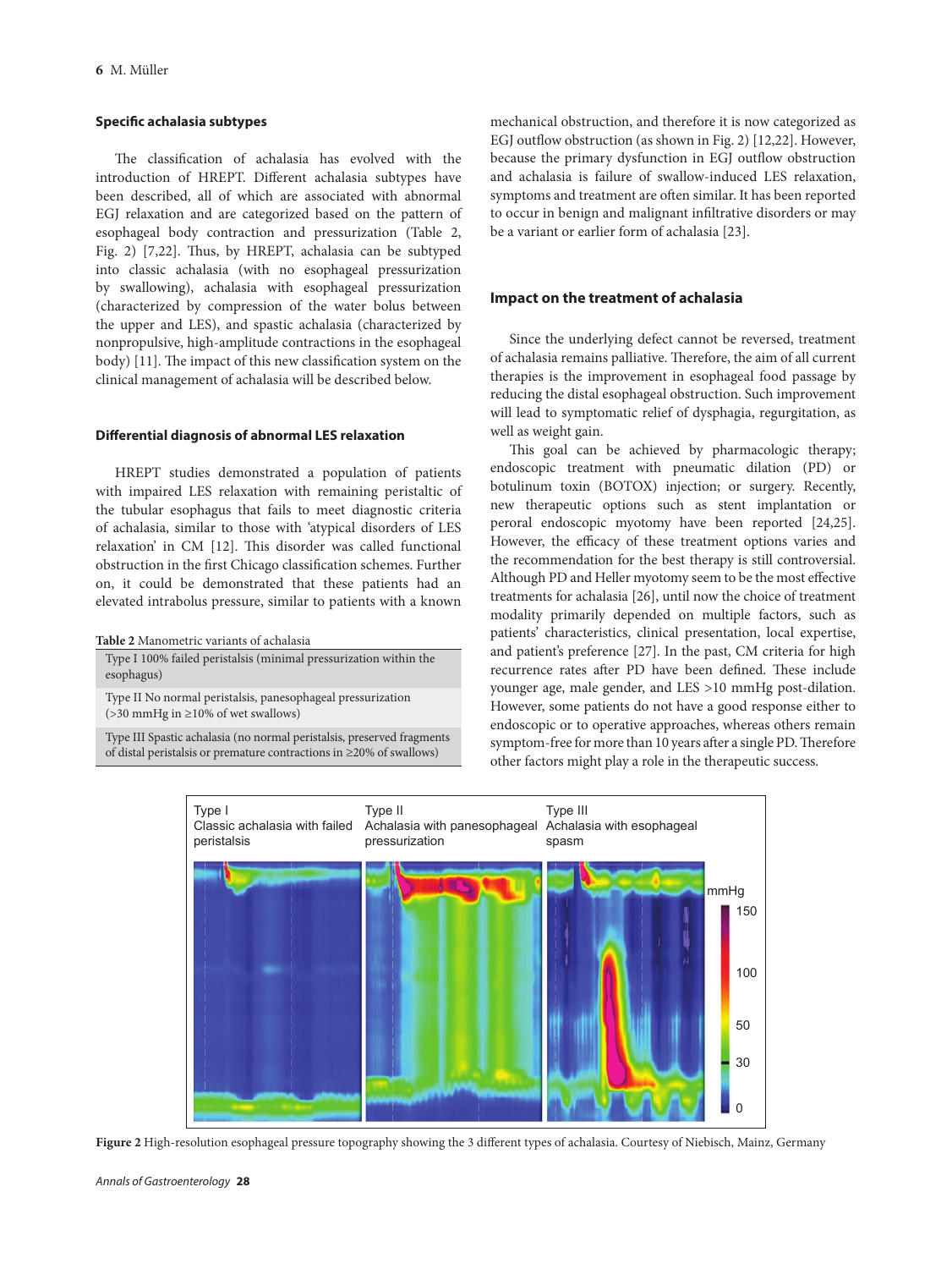### Specific achalasia subtypes

The classification of achalasia has evolved with the introduction of HREPT. Different achalasia subtypes have been described, all of which are associated with abnormal EGJ relaxation and are categorized based on the pattern of esophageal body contraction and pressurization (Table 2, Fig. 2) [7,22]. Thus, by HREPT, achalasia can be subtyped into classic achalasia (with no esophageal pressurization by swallowing), achalasia with esophageal pressurization (characterized by compression of the water bolus between the upper and LES), and spastic achalasia (characterized by nonpropulsive, high-amplitude contractions in the esophageal body) [11]. The impact of this new classification system on the clinical management of achalasia will be described below.

### Differential diagnosis of abnormal LES relaxation

HREPT studies demonstrated a population of patients with impaired LES relaxation with remaining peristaltic of the tubular esophagus that fails to meet diagnostic criteria of achalasia, similar to those with 'atypical disorders of LES relaxation' in CM [12]. This disorder was called functional obstruction in the first Chicago classification schemes. Further on, it could be demonstrated that these patients had an elevated intrabolus pressure, similar to patients with a known mechanical obstruction, and therefore it is now categorized as EGJ outflow obstruction (as shown in Fig. 2) [12,22]. However, because the primary dysfunction in EGJ outflow obstruction and achalasia is failure of swallow-induced LES relaxation, symptoms and treatment are often similar. It has been reported to occur in benign and malignant infiltrative disorders or may be a variant or earlier form of achalasia [23].

**Table 2** Manometric variants of achalasia

| |
|---|
| Type I 100% failed peristalsis (minimal pressurization within the esophagus) |
| Type II No normal peristalsis, panesophageal pressurization (>30 mmHg in ≥10% of wet swallows) |
| Type III Spastic achalasia (no normal peristalsis, preserved fragments of distal peristalsis or premature contractions in ≥20% of swallows) |

### Impact on the treatment of achalasia

Since the underlying defect cannot be reversed, treatment of achalasia remains palliative. Therefore, the aim of all current therapies is the improvement in esophageal food passage by reducing the distal esophageal obstruction. Such improvement will lead to symptomatic relief of dysphagia, regurgitation, as well as weight gain.

This goal can be achieved by pharmacologic therapy; endoscopic treatment with pneumatic dilation (PD) or botulinum toxin (BOTOX) injection; or surgery. Recently, new therapeutic options such as stent implantation or peroral endoscopic myotomy have been reported [24,25]. However, the efficacy of these treatment options varies and the recommendation for the best therapy is still controversial. Although PD and Heller myotomy seem to be the most effective treatments for achalasia [26], until now the choice of treatment modality primarily depended on multiple factors, such as patients' characteristics, clinical presentation, local expertise, and patient's preference [27]. In the past, CM criteria for high recurrence rates after PD have been defined. These include younger age, male gender, and LES >10 mmHg post-dilation. However, some patients do not have a good response either to endoscopic or to operative approaches, whereas others remain symptom-free for more than 10 years after a single PD. Therefore other factors might play a role in the therapeutic success.

**Figure 2** High-resolution esophageal pressure topography showing the 3 different types of achalasia. Courtesy of Niebisch, Mainz, Germany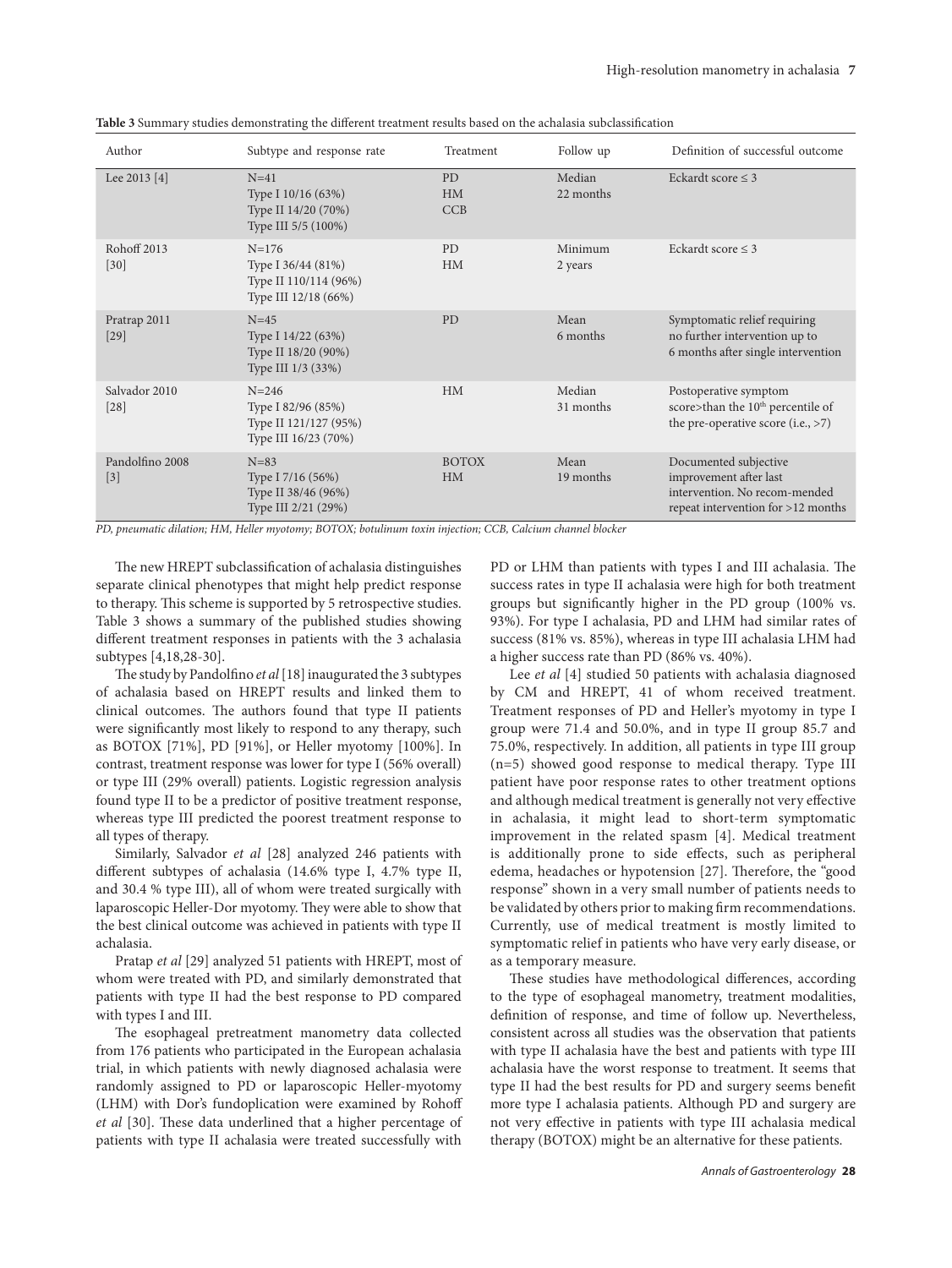**Table 3** Summary studies demonstrating the different treatment results based on the achalasia subclassification

| Author | Subtype and response rate | Treatment | Follow up | Definition of successful outcome |
|---|---|---|---|---|
| Lee 2013 [4] | N=41<br>Type I 10/16 (63%)<br>Type II 14/20 (70%)<br>Type III 5/5 (100%) | PD<br>HM<br>CCB | Median<br>22 months | Eckardt score ≤ 3 |
| Rohoff 2013 [30] | N=176<br>Type I 36/44 (81%)<br>Type II 110/114 (96%)<br>Type III 12/18 (66%) | PD<br>HM | Minimum<br>2 years | Eckardt score ≤ 3 |
| Pratrap 2011 [29] | N=45<br>Type I 14/22 (63%)<br>Type II 18/20 (90%)<br>Type III 1/3 (33%) | PD | Mean<br>6 months | Symptomatic relief requiring no further intervention up to 6 months after single intervention |
| Salvador 2010 [28] | N=246<br>Type I 82/96 (85%)<br>Type II 121/127 (95%)<br>Type III 16/23 (70%) | HM | Median<br>31 months | Postoperative symptom score>than the 10th percentile of the pre-operative score (i.e., >7) |
| Pandolfino 2008 [3] | N=83<br>Type I 7/16 (56%)<br>Type II 38/46 (96%)<br>Type III 2/21 (29%) | BOTOX<br>HM | Mean<br>19 months | Documented subjective improvement after last intervention. No recom-mended repeat intervention for >12 months |

*PD, pneumatic dilation; HM, Heller myotomy; BOTOX; botulinum toxin injection; CCB, Calcium channel blocker*

The new HREPT subclassification of achalasia distinguishes separate clinical phenotypes that might help predict response to therapy. This scheme is supported by 5 retrospective studies. Table 3 shows a summary of the published studies showing different treatment responses in patients with the 3 achalasia subtypes [4,18,28-30].

The study by Pandolfino *et al* [18] inaugurated the 3 subtypes of achalasia based on HREPT results and linked them to clinical outcomes. The authors found that type II patients were significantly most likely to respond to any therapy, such as BOTOX [71%], PD [91%], or Heller myotomy [100%]. In contrast, treatment response was lower for type I (56% overall) or type III (29% overall) patients. Logistic regression analysis found type II to be a predictor of positive treatment response, whereas type III predicted the poorest treatment response to all types of therapy.

Similarly, Salvador *et al* [28] analyzed 246 patients with different subtypes of achalasia (14.6% type I, 4.7% type II, and 30.4 % type III), all of whom were treated surgically with laparoscopic Heller-Dor myotomy. They were able to show that the best clinical outcome was achieved in patients with type II achalasia.

Pratap *et al* [29] analyzed 51 patients with HREPT, most of whom were treated with PD, and similarly demonstrated that patients with type II had the best response to PD compared with types I and III.

The esophageal pretreatment manometry data collected from 176 patients who participated in the European achalasia trial, in which patients with newly diagnosed achalasia were randomly assigned to PD or laparoscopic Heller-myotomy (LHM) with Dor's fundoplication were examined by Rohoff *et al* [30]. These data underlined that a higher percentage of patients with type II achalasia were treated successfully with PD or LHM than patients with types I and III achalasia. The success rates in type II achalasia were high for both treatment groups but significantly higher in the PD group (100% vs. 93%). For type I achalasia, PD and LHM had similar rates of success (81% vs. 85%), whereas in type III achalasia LHM had a higher success rate than PD (86% vs. 40%).

Lee *et al* [4] studied 50 patients with achalasia diagnosed by CM and HREPT, 41 of whom received treatment. Treatment responses of PD and Heller's myotomy in type I group were 71.4 and 50.0%, and in type II group 85.7 and 75.0%, respectively. In addition, all patients in type III group (n=5) showed good response to medical therapy. Type III patient have poor response rates to other treatment options and although medical treatment is generally not very effective in achalasia, it might lead to short-term symptomatic improvement in the related spasm [4]. Medical treatment is additionally prone to side effects, such as peripheral edema, headaches or hypotension [27]. Therefore, the "good response" shown in a very small number of patients needs to be validated by others prior to making firm recommendations. Currently, use of medical treatment is mostly limited to symptomatic relief in patients who have very early disease, or as a temporary measure.

These studies have methodological differences, according to the type of esophageal manometry, treatment modalities, definition of response, and time of follow up. Nevertheless, consistent across all studies was the observation that patients with type II achalasia have the best and patients with type III achalasia have the worst response to treatment. It seems that type II had the best results for PD and surgery seems benefit more type I achalasia patients. Although PD and surgery are not very effective in patients with type III achalasia medical therapy (BOTOX) might be an alternative for these patients.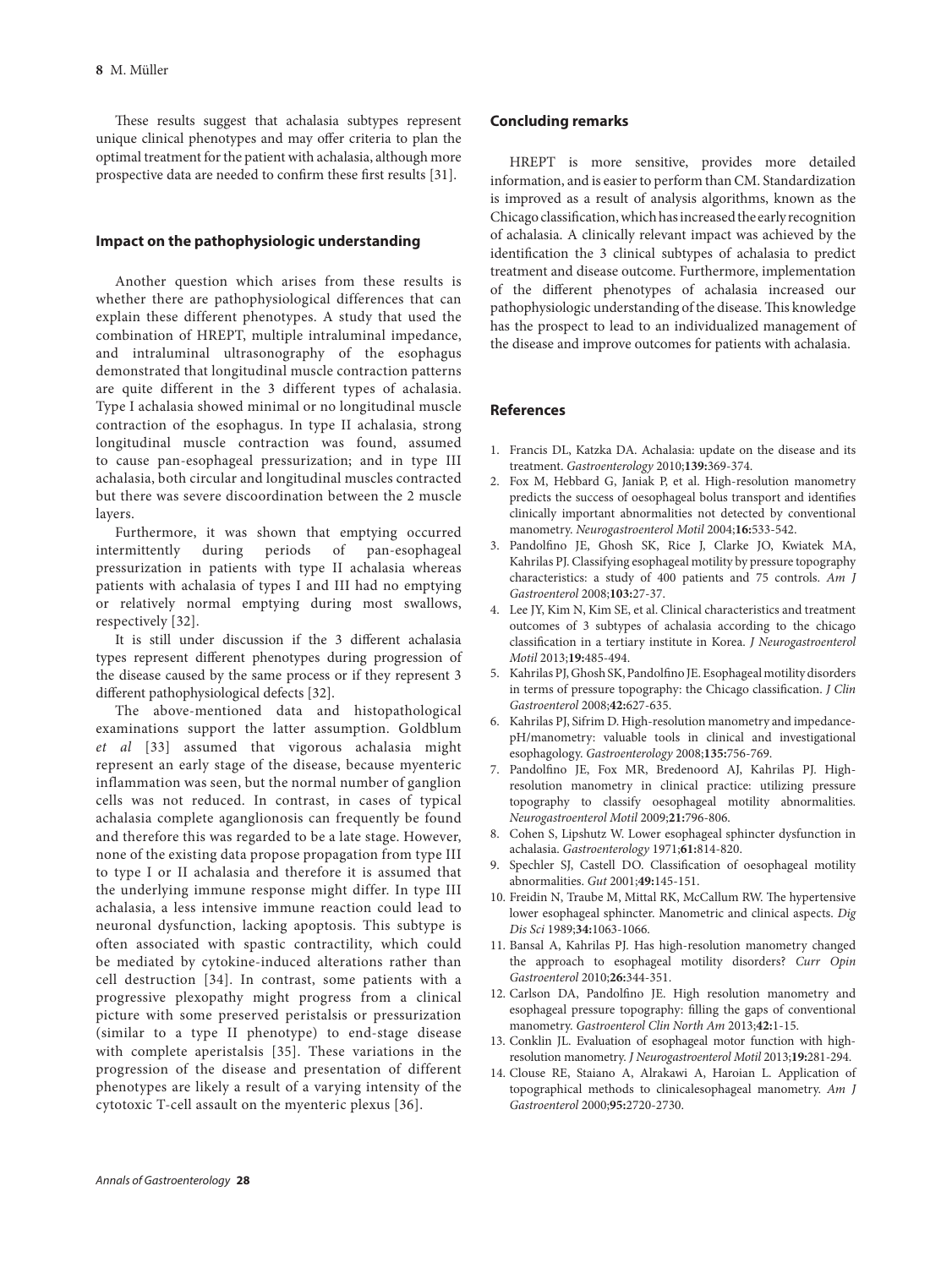These results suggest that achalasia subtypes represent unique clinical phenotypes and may offer criteria to plan the optimal treatment for the patient with achalasia, although more prospective data are needed to confirm these first results [31].

## Impact on the pathophysiologic understanding

Another question which arises from these results is whether there are pathophysiological differences that can explain these different phenotypes. A study that used the combination of HREPT, multiple intraluminal impedance, and intraluminal ultrasonography of the esophagus demonstrated that longitudinal muscle contraction patterns are quite different in the 3 different types of achalasia. Type I achalasia showed minimal or no longitudinal muscle contraction of the esophagus. In type II achalasia, strong longitudinal muscle contraction was found, assumed to cause pan-esophageal pressurization; and in type III achalasia, both circular and longitudinal muscles contracted but there was severe discoordination between the 2 muscle layers.

Furthermore, it was shown that emptying occurred intermittently during periods of pan-esophageal pressurization in patients with type II achalasia whereas patients with achalasia of types I and III had no emptying or relatively normal emptying during most swallows, respectively [32].

It is still under discussion if the 3 different achalasia types represent different phenotypes during progression of the disease caused by the same process or if they represent 3 different pathophysiological defects [32].

The above-mentioned data and histopathological examinations support the latter assumption. Goldblum *et al* [33] assumed that vigorous achalasia might represent an early stage of the disease, because myenteric inflammation was seen, but the normal number of ganglion cells was not reduced. In contrast, in cases of typical achalasia complete aganglionosis can frequently be found and therefore this was regarded to be a late stage. However, none of the existing data propose propagation from type III to type I or II achalasia and therefore it is assumed that the underlying immune response might differ. In type III achalasia, a less intensive immune reaction could lead to neuronal dysfunction, lacking apoptosis. This subtype is often associated with spastic contractility, which could be mediated by cytokine-induced alterations rather than cell destruction [34]. In contrast, some patients with a progressive plexopathy might progress from a clinical picture with some preserved peristalsis or pressurization (similar to a type II phenotype) to end-stage disease with complete aperistalsis [35]. These variations in the progression of the disease and presentation of different phenotypes are likely a result of a varying intensity of the cytotoxic T-cell assault on the myenteric plexus [36].

## Concluding remarks

HREPT is more sensitive, provides more detailed information, and is easier to perform than CM. Standardization is improved as a result of analysis algorithms, known as the Chicago classification, which has increased the early recognition of achalasia. A clinically relevant impact was achieved by the identification the 3 clinical subtypes of achalasia to predict treatment and disease outcome. Furthermore, implementation of the different phenotypes of achalasia increased our pathophysiologic understanding of the disease. This knowledge has the prospect to lead to an individualized management of the disease and improve outcomes for patients with achalasia.

## References

1. Francis DL, Katzka DA. Achalasia: update on the disease and its treatment. *Gastroenterology* 2010;**139:**369-374.
2. Fox M, Hebbard G, Janiak P, et al. High-resolution manometry predicts the success of oesophageal bolus transport and identifies clinically important abnormalities not detected by conventional manometry. *Neurogastroenterol Motil* 2004;**16:**533-542.
3. Pandolfino JE, Ghosh SK, Rice J, Clarke JO, Kwiatek MA, Kahrilas PJ. Classifying esophageal motility by pressure topography characteristics: a study of 400 patients and 75 controls. *Am J Gastroenterol* 2008;**103:**27-37.
4. Lee JY, Kim N, Kim SE, et al. Clinical characteristics and treatment outcomes of 3 subtypes of achalasia according to the chicago classification in a tertiary institute in Korea. *J Neurogastroenterol Motil* 2013;**19:**485-494.
5. Kahrilas PJ, Ghosh SK, Pandolfino JE. Esophageal motility disorders in terms of pressure topography: the Chicago classification. *J Clin Gastroenterol* 2008;**42:**627-635.
6. Kahrilas PJ, Sifrim D. High-resolution manometry and impedance-pH/manometry: valuable tools in clinical and investigational esophagology. *Gastroenterology* 2008;**135:**756-769.
7. Pandolfino JE, Fox MR, Bredenoord AJ, Kahrilas PJ. High-resolution manometry in clinical practice: utilizing pressure topography to classify oesophageal motility abnormalities. *Neurogastroenterol Motil* 2009;**21:**796-806.
8. Cohen S, Lipshutz W. Lower esophageal sphincter dysfunction in achalasia. *Gastroenterology* 1971;**61:**814-820.
9. Spechler SJ, Castell DO. Classification of oesophageal motility abnormalities. *Gut* 2001;**49:**145-151.
10. Freidin N, Traube M, Mittal RK, McCallum RW. The hypertensive lower esophageal sphincter. Manometric and clinical aspects. *Dig Dis Sci* 1989;**34:**1063-1066.
11. Bansal A, Kahrilas PJ. Has high-resolution manometry changed the approach to esophageal motility disorders? *Curr Opin Gastroenterol* 2010;**26:**344-351.
12. Carlson DA, Pandolfino JE. High resolution manometry and esophageal pressure topography: filling the gaps of conventional manometry. *Gastroenterol Clin North Am* 2013;**42:**1-15.
13. Conklin JL. Evaluation of esophageal motor function with high-resolution manometry. *J Neurogastroenterol Motil* 2013;**19:**281-294.
14. Clouse RE, Staiano A, Alrakawi A, Haroian L. Application of topographical methods to clinicalesophageal manometry. *Am J Gastroenterol* 2000;**95:**2720-2730.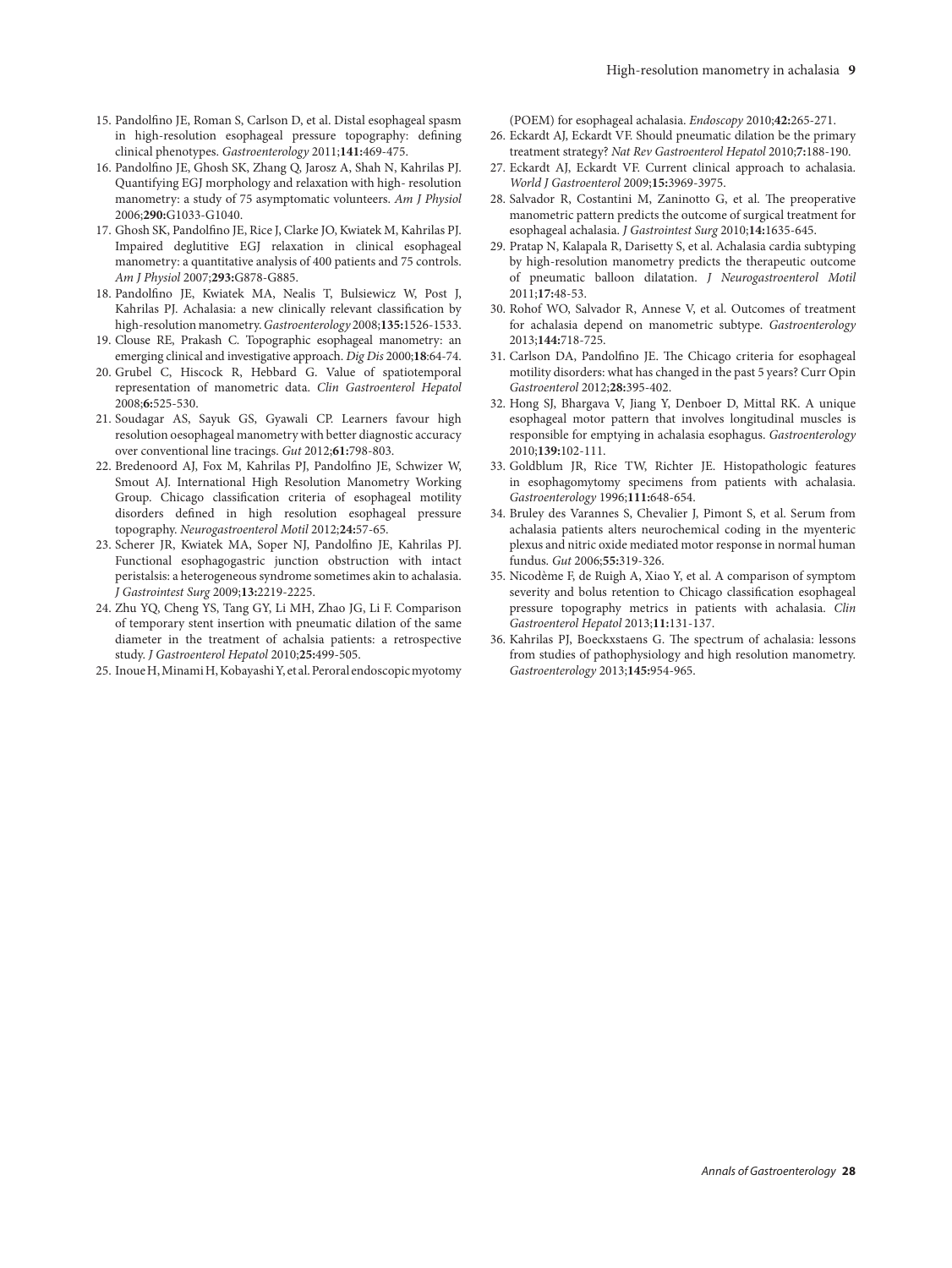15. Pandolfino JE, Roman S, Carlson D, et al. Distal esophageal spasm in high-resolution esophageal pressure topography: defining clinical phenotypes. *Gastroenterology* 2011;**141:**469-475.
16. Pandolfino JE, Ghosh SK, Zhang Q, Jarosz A, Shah N, Kahrilas PJ. Quantifying EGJ morphology and relaxation with high- resolution manometry: a study of 75 asymptomatic volunteers. *Am J Physiol* 2006;**290:**G1033-G1040.
17. Ghosh SK, Pandolfino JE, Rice J, Clarke JO, Kwiatek M, Kahrilas PJ. Impaired deglutitive EGJ relaxation in clinical esophageal manometry: a quantitative analysis of 400 patients and 75 controls. *Am J Physiol* 2007;**293:**G878-G885.
18. Pandolfino JE, Kwiatek MA, Nealis T, Bulsiewicz W, Post J, Kahrilas PJ. Achalasia: a new clinically relevant classification by high-resolution manometry. *Gastroenterology* 2008;**135:**1526-1533.
19. Clouse RE, Prakash C. Topographic esophageal manometry: an emerging clinical and investigative approach. *Dig Dis* 2000;**18**:64-74.
20. Grubel C, Hiscock R, Hebbard G. Value of spatiotemporal representation of manometric data. *Clin Gastroenterol Hepatol* 2008;**6:**525-530.
21. Soudagar AS, Sayuk GS, Gyawali CP. Learners favour high resolution oesophageal manometry with better diagnostic accuracy over conventional line tracings. *Gut* 2012;**61:**798-803.
22. Bredenoord AJ, Fox M, Kahrilas PJ, Pandolfino JE, Schwizer W, Smout AJ. International High Resolution Manometry Working Group. Chicago classification criteria of esophageal motility disorders defined in high resolution esophageal pressure topography. *Neurogastroenterol Motil* 2012;**24:**57-65.
23. Scherer JR, Kwiatek MA, Soper NJ, Pandolfino JE, Kahrilas PJ. Functional esophagogastric junction obstruction with intact peristalsis: a heterogeneous syndrome sometimes akin to achalasia. *J Gastrointest Surg* 2009;**13:**2219-2225.
24. Zhu YQ, Cheng YS, Tang GY, Li MH, Zhao JG, Li F. Comparison of temporary stent insertion with pneumatic dilation of the same diameter in the treatment of achalsia patients: a retrospective study. *J Gastroenterol Hepatol* 2010;**25:**499-505.
25. Inoue H, Minami H, Kobayashi Y, et al. Peroral endoscopic myotomy (POEM) for esophageal achalasia. *Endoscopy* 2010;**42:**265-271.
26. Eckardt AJ, Eckardt VF. Should pneumatic dilation be the primary treatment strategy? *Nat Rev Gastroenterol Hepatol* 2010;**7:**188-190.
27. Eckardt AJ, Eckardt VF. Current clinical approach to achalasia. *World J Gastroenterol* 2009;**15:**3969-3975.
28. Salvador R, Costantini M, Zaninotto G, et al. The preoperative manometric pattern predicts the outcome of surgical treatment for esophageal achalasia. *J Gastrointest Surg* 2010;**14:**1635-645.
29. Pratap N, Kalapala R, Darisetty S, et al. Achalasia cardia subtyping by high-resolution manometry predicts the therapeutic outcome of pneumatic balloon dilatation. *J Neurogastroenterol Motil* 2011;**17:**48-53.
30. Rohof WO, Salvador R, Annese V, et al. Outcomes of treatment for achalasia depend on manometric subtype. *Gastroenterology* 2013;**144:**718-725.
31. Carlson DA, Pandolfino JE. The Chicago criteria for esophageal motility disorders: what has changed in the past 5 years? Curr Opin *Gastroenterol* 2012;**28:**395-402.
32. Hong SJ, Bhargava V, Jiang Y, Denboer D, Mittal RK. A unique esophageal motor pattern that involves longitudinal muscles is responsible for emptying in achalasia esophagus. *Gastroenterology* 2010;**139:**102-111.
33. Goldblum JR, Rice TW, Richter JE. Histopathologic features in esophagomytomy specimens from patients with achalasia. *Gastroenterology* 1996;**111:**648-654.
34. Bruley des Varannes S, Chevalier J, Pimont S, et al. Serum from achalasia patients alters neurochemical coding in the myenteric plexus and nitric oxide mediated motor response in normal human fundus. *Gut* 2006;**55:**319-326.
35. Nicodème F, de Ruigh A, Xiao Y, et al. A comparison of symptom severity and bolus retention to Chicago classification esophageal pressure topography metrics in patients with achalasia. *Clin Gastroenterol Hepatol* 2013;**11:**131-137.
36. Kahrilas PJ, Boeckxstaens G. The spectrum of achalasia: lessons from studies of pathophysiology and high resolution manometry. *Gastroenterology* 2013;**145:**954-965.